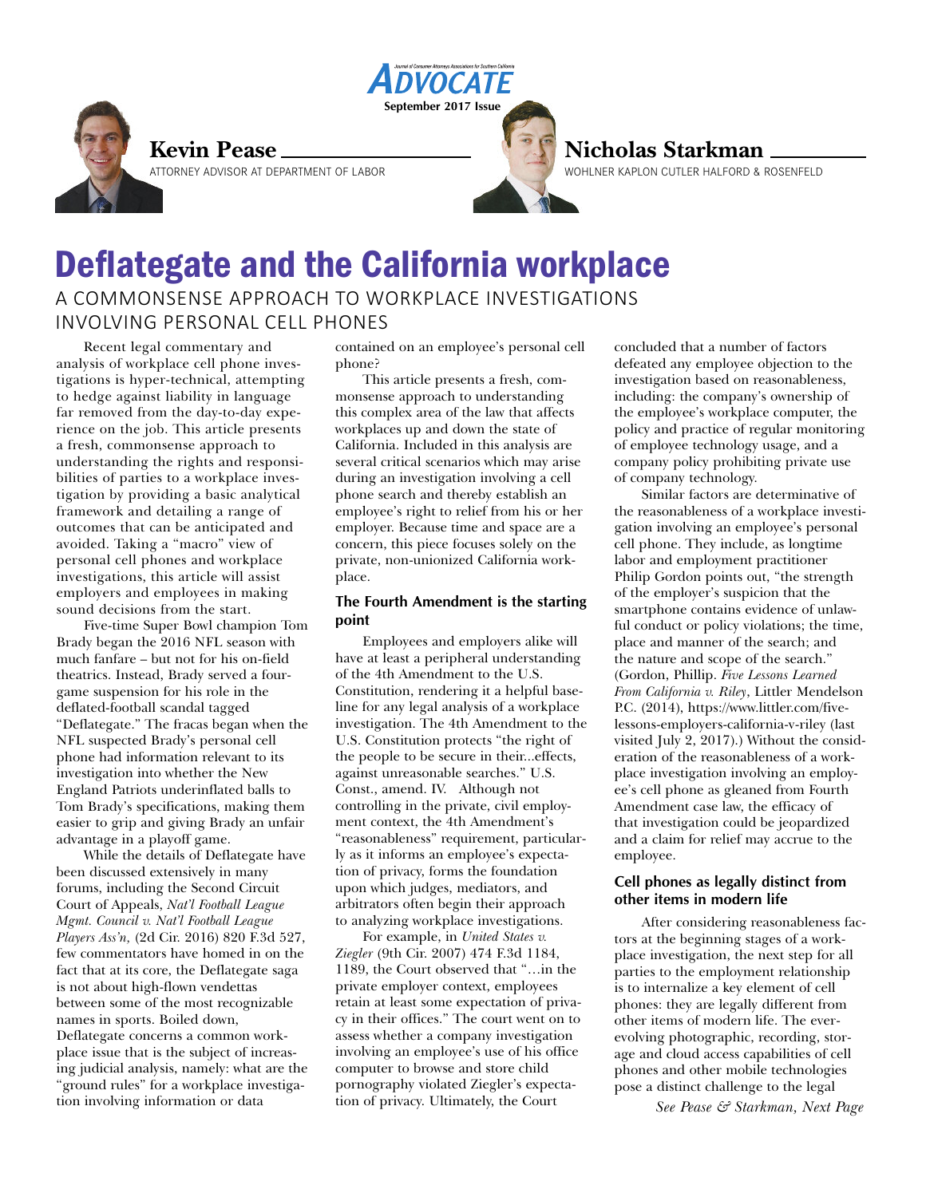# Deflategate and the California workplace

## A COMMONSENSE APPROACH TO WORKPLACE INVESTIGATIONS INVOLVING PERSONAL CELL PHONES

**Kevin Pease**
ATTORNEY ADVISOR AT DEPARTMENT OF LABOR

**Nicholas Starkman**
WOHLNER KAPLON CUTLER HALFORD & ROSENFELD

Recent legal commentary and analysis of workplace cell phone investigations is hyper-technical, attempting to hedge against liability in language far removed from the day-to-day experience on the job. This article presents a fresh, commonsense approach to understanding the rights and responsibilities of parties to a workplace investigation by providing a basic analytical framework and detailing a range of outcomes that can be anticipated and avoided. Taking a "macro" view of personal cell phones and workplace investigations, this article will assist employers and employees in making sound decisions from the start.

Five-time Super Bowl champion Tom Brady began the 2016 NFL season with much fanfare – but not for his on-field theatrics. Instead, Brady served a four-game suspension for his role in the deflated-football scandal tagged "Deflategate." The fracas began when the NFL suspected Brady's personal cell phone had information relevant to its investigation into whether the New England Patriots underinflated balls to Tom Brady's specifications, making them easier to grip and giving Brady an unfair advantage in a playoff game.

While the details of Deflategate have been discussed extensively in many forums, including the Second Circuit Court of Appeals, *Nat'l Football League Mgmt. Council v. Nat'l Football League Players Ass'n,* (2d Cir. 2016) 820 F.3d 527, few commentators have homed in on the fact that at its core, the Deflategate saga is not about high-flown vendettas between some of the most recognizable names in sports. Boiled down, Deflategate concerns a common workplace issue that is the subject of increasing judicial analysis, namely: what are the "ground rules" for a workplace investigation involving information or data contained on an employee's personal cell phone?

This article presents a fresh, commonsense approach to understanding this complex area of the law that affects workplaces up and down the state of California. Included in this analysis are several critical scenarios which may arise during an investigation involving a cell phone search and thereby establish an employee's right to relief from his or her employer. Because time and space are a concern, this piece focuses solely on the private, non-unionized California workplace.

### The Fourth Amendment is the starting point

Employees and employers alike will have at least a peripheral understanding of the 4th Amendment to the U.S. Constitution, rendering it a helpful baseline for any legal analysis of a workplace investigation. The 4th Amendment to the U.S. Constitution protects "the right of the people to be secure in their...effects, against unreasonable searches." U.S. Const., amend. IV. Although not controlling in the private, civil employment context, the 4th Amendment's "reasonableness" requirement, particularly as it informs an employee's expectation of privacy, forms the foundation upon which judges, mediators, and arbitrators often begin their approach to analyzing workplace investigations.

For example, in *United States v. Ziegler* (9th Cir. 2007) 474 F.3d 1184, 1189, the Court observed that "…in the private employer context, employees retain at least some expectation of privacy in their offices." The court went on to assess whether a company investigation involving an employee's use of his office computer to browse and store child pornography violated Ziegler's expectation of privacy. Ultimately, the Court concluded that a number of factors defeated any employee objection to the investigation based on reasonableness, including: the company's ownership of the employee's workplace computer, the policy and practice of regular monitoring of employee technology usage, and a company policy prohibiting private use of company technology.

Similar factors are determinative of the reasonableness of a workplace investigation involving an employee's personal cell phone. They include, as longtime labor and employment practitioner Philip Gordon points out, "the strength of the employer's suspicion that the smartphone contains evidence of unlawful conduct or policy violations; the time, place and manner of the search; and the nature and scope of the search." (Gordon, Phillip. *Five Lessons Learned From California v. Riley*, Littler Mendelson P.C. (2014), https://www.littler.com/five-lessons-employers-california-v-riley (last visited July 2, 2017).) Without the consideration of the reasonableness of a workplace investigation involving an employee's cell phone as gleaned from Fourth Amendment case law, the efficacy of that investigation could be jeopardized and a claim for relief may accrue to the employee.

### Cell phones as legally distinct from other items in modern life

After considering reasonableness factors at the beginning stages of a workplace investigation, the next step for all parties to the employment relationship is to internalize a key element of cell phones: they are legally different from other items of modern life. The ever-evolving photographic, recording, storage and cloud access capabilities of cell phones and other mobile technologies pose a distinct challenge to the legal

*See Pease & Starkman, Next Page*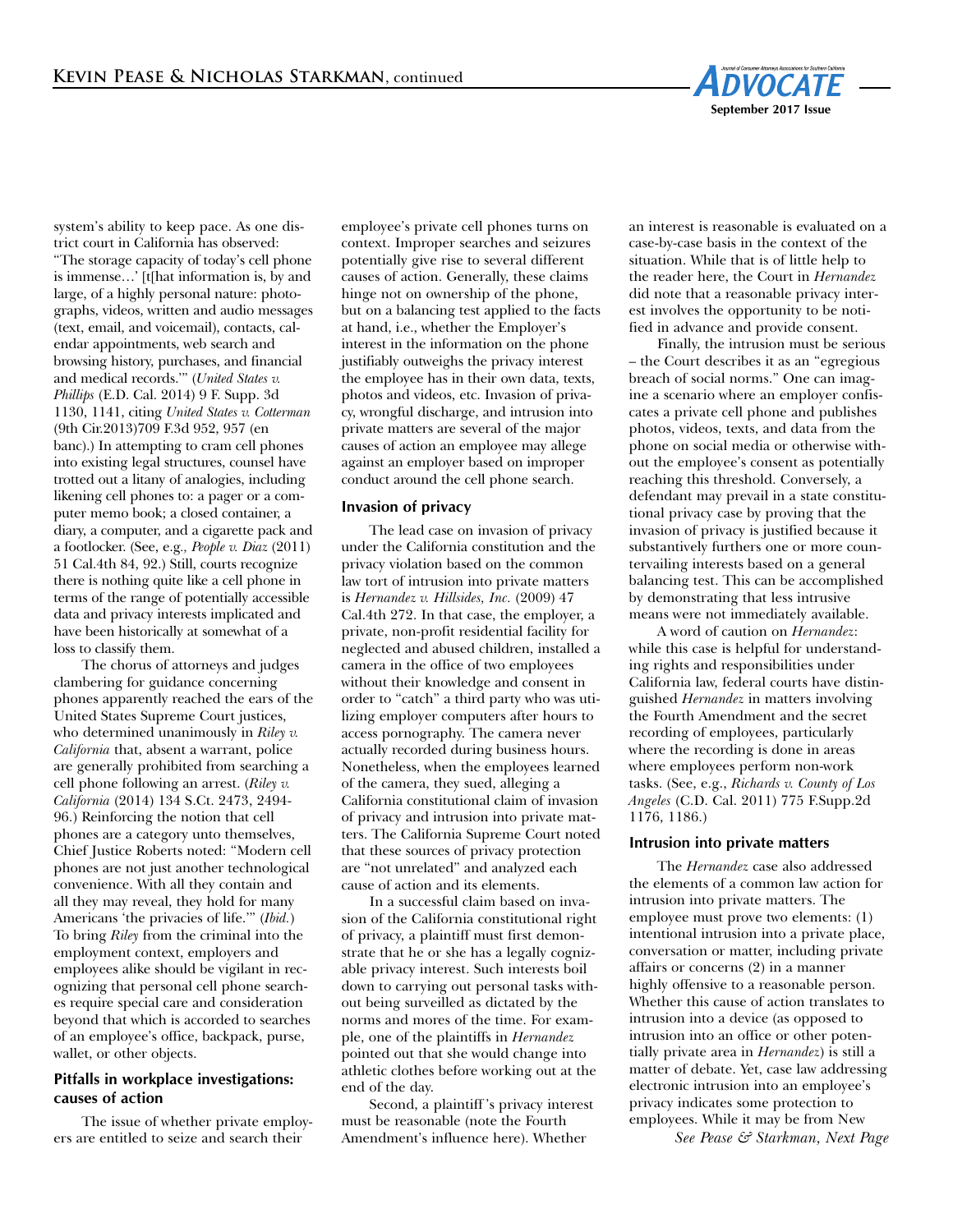system's ability to keep pace. As one district court in California has observed: "The storage capacity of today's cell phone is immense…' [t[hat information is, by and large, of a highly personal nature: photographs, videos, written and audio messages (text, email, and voicemail), contacts, calendar appointments, web search and browsing history, purchases, and financial and medical records.'" (*United States v. Phillips* (E.D. Cal. 2014) 9 F. Supp. 3d 1130, 1141, citing *United States v. Cotterman* (9th Cir.2013)709 F.3d 952, 957 (en banc).) In attempting to cram cell phones into existing legal structures, counsel have trotted out a litany of analogies, including likening cell phones to: a pager or a computer memo book; a closed container, a diary, a computer, and a cigarette pack and a footlocker. (See, e.g., *People v. Diaz* (2011) 51 Cal.4th 84, 92.) Still, courts recognize there is nothing quite like a cell phone in terms of the range of potentially accessible data and privacy interests implicated and have been historically at somewhat of a loss to classify them.

The chorus of attorneys and judges clambering for guidance concerning phones apparently reached the ears of the United States Supreme Court justices, who determined unanimously in *Riley v. California* that, absent a warrant, police are generally prohibited from searching a cell phone following an arrest. (*Riley v. California* (2014) 134 S.Ct. 2473, 2494-96.) Reinforcing the notion that cell phones are a category unto themselves, Chief Justice Roberts noted: "Modern cell phones are not just another technological convenience. With all they contain and all they may reveal, they hold for many Americans 'the privacies of life.'" (*Ibid.*) To bring *Riley* from the criminal into the employment context, employers and employees alike should be vigilant in recognizing that personal cell phone searches require special care and consideration beyond that which is accorded to searches of an employee's office, backpack, purse, wallet, or other objects.

### Pitfalls in workplace investigations: causes of action

The issue of whether private employers are entitled to seize and search their employee's private cell phones turns on context. Improper searches and seizures potentially give rise to several different causes of action. Generally, these claims hinge not on ownership of the phone, but on a balancing test applied to the facts at hand, i.e., whether the Employer's interest in the information on the phone justifiably outweighs the privacy interest the employee has in their own data, texts, photos and videos, etc. Invasion of privacy, wrongful discharge, and intrusion into private matters are several of the major causes of action an employee may allege against an employer based on improper conduct around the cell phone search.

### Invasion of privacy

The lead case on invasion of privacy under the California constitution and the privacy violation based on the common law tort of intrusion into private matters is *Hernandez v. Hillsides, Inc.* (2009) 47 Cal.4th 272. In that case, the employer, a private, non-profit residential facility for neglected and abused children, installed a camera in the office of two employees without their knowledge and consent in order to "catch" a third party who was utilizing employer computers after hours to access pornography. The camera never actually recorded during business hours. Nonetheless, when the employees learned of the camera, they sued, alleging a California constitutional claim of invasion of privacy and intrusion into private matters. The California Supreme Court noted that these sources of privacy protection are "not unrelated" and analyzed each cause of action and its elements.

In a successful claim based on invasion of the California constitutional right of privacy, a plaintiff must first demonstrate that he or she has a legally cognizable privacy interest. Such interests boil down to carrying out personal tasks without being surveilled as dictated by the norms and mores of the time. For example, one of the plaintiffs in *Hernandez* pointed out that she would change into athletic clothes before working out at the end of the day.

Second, a plaintiff's privacy interest must be reasonable (note the Fourth Amendment's influence here). Whether an interest is reasonable is evaluated on a case-by-case basis in the context of the situation. While that is of little help to the reader here, the Court in *Hernandez* did note that a reasonable privacy interest involves the opportunity to be notified in advance and provide consent.

Finally, the intrusion must be serious – the Court describes it as an "egregious breach of social norms." One can imagine a scenario where an employer confiscates a private cell phone and publishes photos, videos, texts, and data from the phone on social media or otherwise without the employee's consent as potentially reaching this threshold. Conversely, a defendant may prevail in a state constitutional privacy case by proving that the invasion of privacy is justified because it substantively furthers one or more countervailing interests based on a general balancing test. This can be accomplished by demonstrating that less intrusive means were not immediately available.

A word of caution on *Hernandez*: while this case is helpful for understanding rights and responsibilities under California law, federal courts have distinguished *Hernandez* in matters involving the Fourth Amendment and the secret recording of employees, particularly where the recording is done in areas where employees perform non-work tasks. (See, e.g., *Richards v. County of Los Angeles* (C.D. Cal. 2011) 775 F.Supp.2d 1176, 1186.)

### Intrusion into private matters

The *Hernandez* case also addressed the elements of a common law action for intrusion into private matters. The employee must prove two elements: (1) intentional intrusion into a private place, conversation or matter, including private affairs or concerns (2) in a manner highly offensive to a reasonable person. Whether this cause of action translates to intrusion into a device (as opposed to intrusion into an office or other potentially private area in *Hernandez*) is still a matter of debate. Yet, case law addressing electronic intrusion into an employee's privacy indicates some protection to employees. While it may be from New

*See Pease & Starkman, Next Page*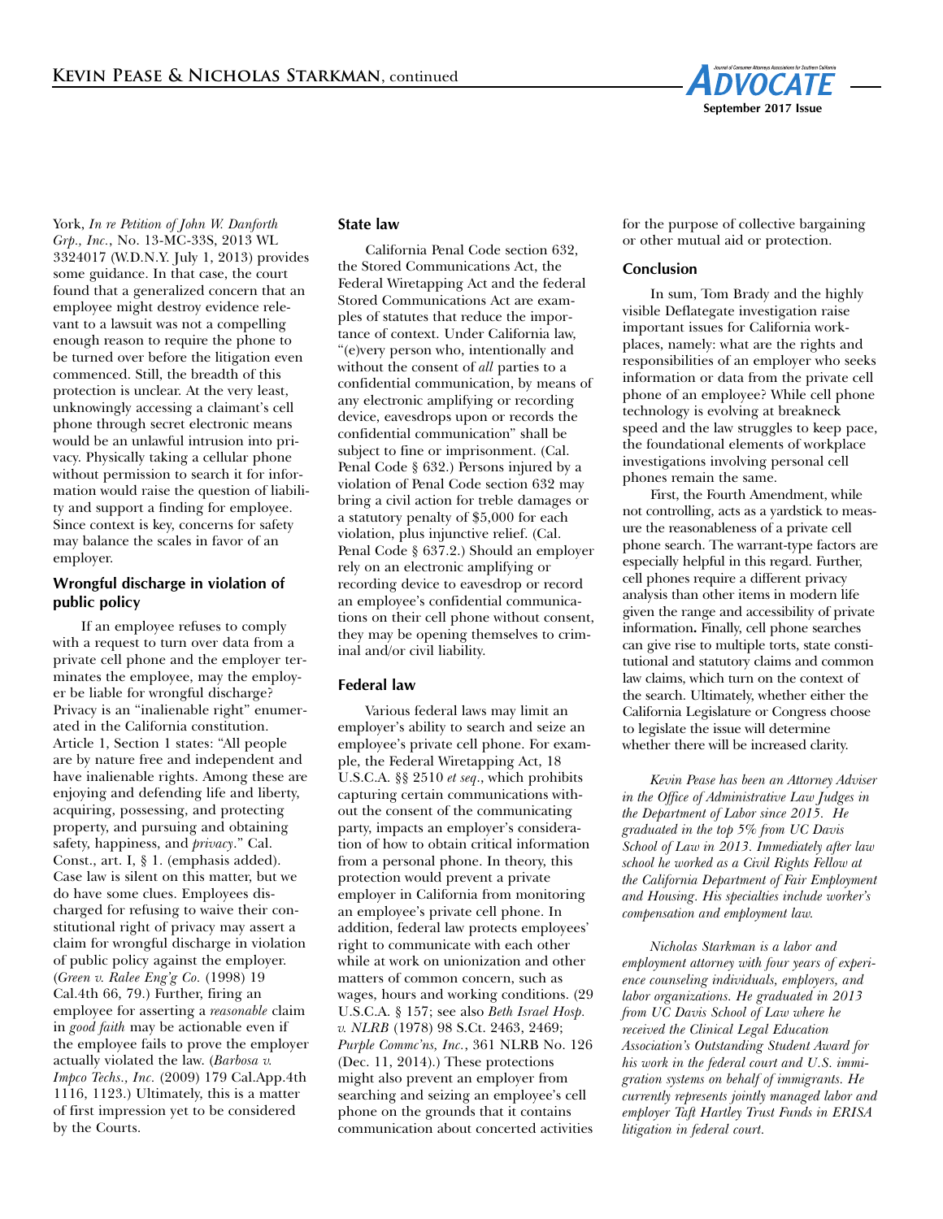York, *In re Petition of John W. Danforth Grp., Inc.*, No. 13-MC-33S, 2013 WL 3324017 (W.D.N.Y. July 1, 2013) provides some guidance. In that case, the court found that a generalized concern that an employee might destroy evidence relevant to a lawsuit was not a compelling enough reason to require the phone to be turned over before the litigation even commenced. Still, the breadth of this protection is unclear. At the very least, unknowingly accessing a claimant's cell phone through secret electronic means would be an unlawful intrusion into privacy. Physically taking a cellular phone without permission to search it for information would raise the question of liability and support a finding for employee. Since context is key, concerns for safety may balance the scales in favor of an employer.

### Wrongful discharge in violation of public policy

If an employee refuses to comply with a request to turn over data from a private cell phone and the employer terminates the employee, may the employer be liable for wrongful discharge? Privacy is an "inalienable right" enumerated in the California constitution. Article 1, Section 1 states: "All people are by nature free and independent and have inalienable rights. Among these are enjoying and defending life and liberty, acquiring, possessing, and protecting property, and pursuing and obtaining safety, happiness, and *privacy*." Cal. Const., art. I, § 1. (emphasis added). Case law is silent on this matter, but we do have some clues. Employees discharged for refusing to waive their constitutional right of privacy may assert a claim for wrongful discharge in violation of public policy against the employer. (*Green v. Ralee Eng'g Co.* (1998) 19 Cal.4th 66, 79.) Further, firing an employee for asserting a *reasonable* claim in *good faith* may be actionable even if the employee fails to prove the employer actually violated the law. (*Barbosa v. Impco Techs., Inc.* (2009) 179 Cal.App.4th 1116, 1123.) Ultimately, this is a matter of first impression yet to be considered by the Courts.

### State law

California Penal Code section 632, the Stored Communications Act, the Federal Wiretapping Act and the federal Stored Communications Act are examples of statutes that reduce the importance of context. Under California law, "(e)very person who, intentionally and without the consent of *all* parties to a confidential communication, by means of any electronic amplifying or recording device, eavesdrops upon or records the confidential communication" shall be subject to fine or imprisonment. (Cal. Penal Code § 632.) Persons injured by a violation of Penal Code section 632 may bring a civil action for treble damages or a statutory penalty of $5,000 for each violation, plus injunctive relief. (Cal. Penal Code § 637.2.) Should an employer rely on an electronic amplifying or recording device to eavesdrop or record an employee's confidential communications on their cell phone without consent, they may be opening themselves to criminal and/or civil liability.

### Federal law

Various federal laws may limit an employer's ability to search and seize an employee's private cell phone. For example, the Federal Wiretapping Act, 18 U.S.C.A. §§ 2510 *et seq*., which prohibits capturing certain communications without the consent of the communicating party, impacts an employer's consideration of how to obtain critical information from a personal phone. In theory, this protection would prevent a private employer in California from monitoring an employee's private cell phone. In addition, federal law protects employees' right to communicate with each other while at work on unionization and other matters of common concern, such as wages, hours and working conditions. (29 U.S.C.A. § 157; see also *Beth Israel Hosp. v. NLRB* (1978) 98 S.Ct. 2463, 2469; *Purple Commc'ns, Inc.*, 361 NLRB No. 126 (Dec. 11, 2014).) These protections might also prevent an employer from searching and seizing an employee's cell phone on the grounds that it contains communication about concerted activities for the purpose of collective bargaining or other mutual aid or protection.

### Conclusion

In sum, Tom Brady and the highly visible Deflategate investigation raise important issues for California workplaces, namely: what are the rights and responsibilities of an employer who seeks information or data from the private cell phone of an employee? While cell phone technology is evolving at breakneck speed and the law struggles to keep pace, the foundational elements of workplace investigations involving personal cell phones remain the same.

First, the Fourth Amendment, while not controlling, acts as a yardstick to measure the reasonableness of a private cell phone search. The warrant-type factors are especially helpful in this regard. Further, cell phones require a different privacy analysis than other items in modern life given the range and accessibility of private information**.** Finally, cell phone searches can give rise to multiple torts, state constitutional and statutory claims and common law claims, which turn on the context of the search. Ultimately, whether either the California Legislature or Congress choose to legislate the issue will determine whether there will be increased clarity.

*Kevin Pease has been an Attorney Adviser in the Office of Administrative Law Judges in the Department of Labor since 2015. He graduated in the top 5% from UC Davis School of Law in 2013. Immediately after law school he worked as a Civil Rights Fellow at the California Department of Fair Employment and Housing. His specialties include worker's compensation and employment law.*

*Nicholas Starkman is a labor and employment attorney with four years of experience counseling individuals, employers, and labor organizations. He graduated in 2013 from UC Davis School of Law where he received the Clinical Legal Education Association's Outstanding Student Award for his work in the federal court and U.S. immigration systems on behalf of immigrants. He currently represents jointly managed labor and employer Taft Hartley Trust Funds in ERISA litigation in federal court.*